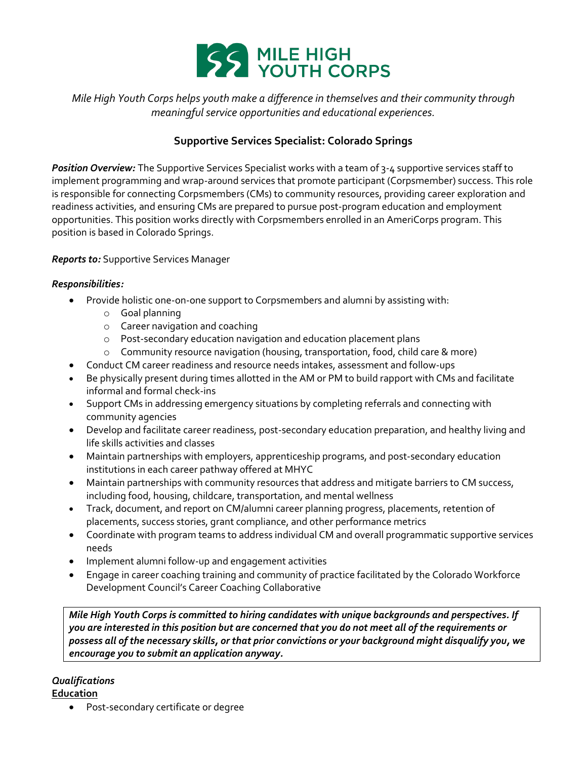# MILE HIGH YOUTH CORPS

*Mile High Youth Corps helps youth make a difference in themselves and their community through meaningful service opportunities and educational experiences.*

## Supportive Services Specialist: Colorado Springs

***Position Overview:*** The Supportive Services Specialist works with a team of 3-4 supportive services staff to implement programming and wrap-around services that promote participant (Corpsmember) success. This role is responsible for connecting Corpsmembers (CMs) to community resources, providing career exploration and readiness activities, and ensuring CMs are prepared to pursue post-program education and employment opportunities. This position works directly with Corpsmembers enrolled in an AmeriCorps program. This position is based in Colorado Springs.

***Reports to:*** Supportive Services Manager

***Responsibilities:***

- Provide holistic one-on-one support to Corpsmembers and alumni by assisting with:
  - Goal planning
  - Career navigation and coaching
  - Post-secondary education navigation and education placement plans
  - Community resource navigation (housing, transportation, food, child care & more)
- Conduct CM career readiness and resource needs intakes, assessment and follow-ups
- Be physically present during times allotted in the AM or PM to build rapport with CMs and facilitate informal and formal check-ins
- Support CMs in addressing emergency situations by completing referrals and connecting with community agencies
- Develop and facilitate career readiness, post-secondary education preparation, and healthy living and life skills activities and classes
- Maintain partnerships with employers, apprenticeship programs, and post-secondary education institutions in each career pathway offered at MHYC
- Maintain partnerships with community resources that address and mitigate barriers to CM success, including food, housing, childcare, transportation, and mental wellness
- Track, document, and report on CM/alumni career planning progress, placements, retention of placements, success stories, grant compliance, and other performance metrics
- Coordinate with program teams to address individual CM and overall programmatic supportive services needs
- Implement alumni follow-up and engagement activities
- Engage in career coaching training and community of practice facilitated by the Colorado Workforce Development Council's Career Coaching Collaborative

***Mile High Youth Corps is committed to hiring candidates with unique backgrounds and perspectives. If you are interested in this position but are concerned that you do not meet all of the requirements or possess all of the necessary skills, or that prior convictions or your background might disqualify you, we encourage you to submit an application anyway.***

***Qualifications***

**Education**

- Post-secondary certificate or degree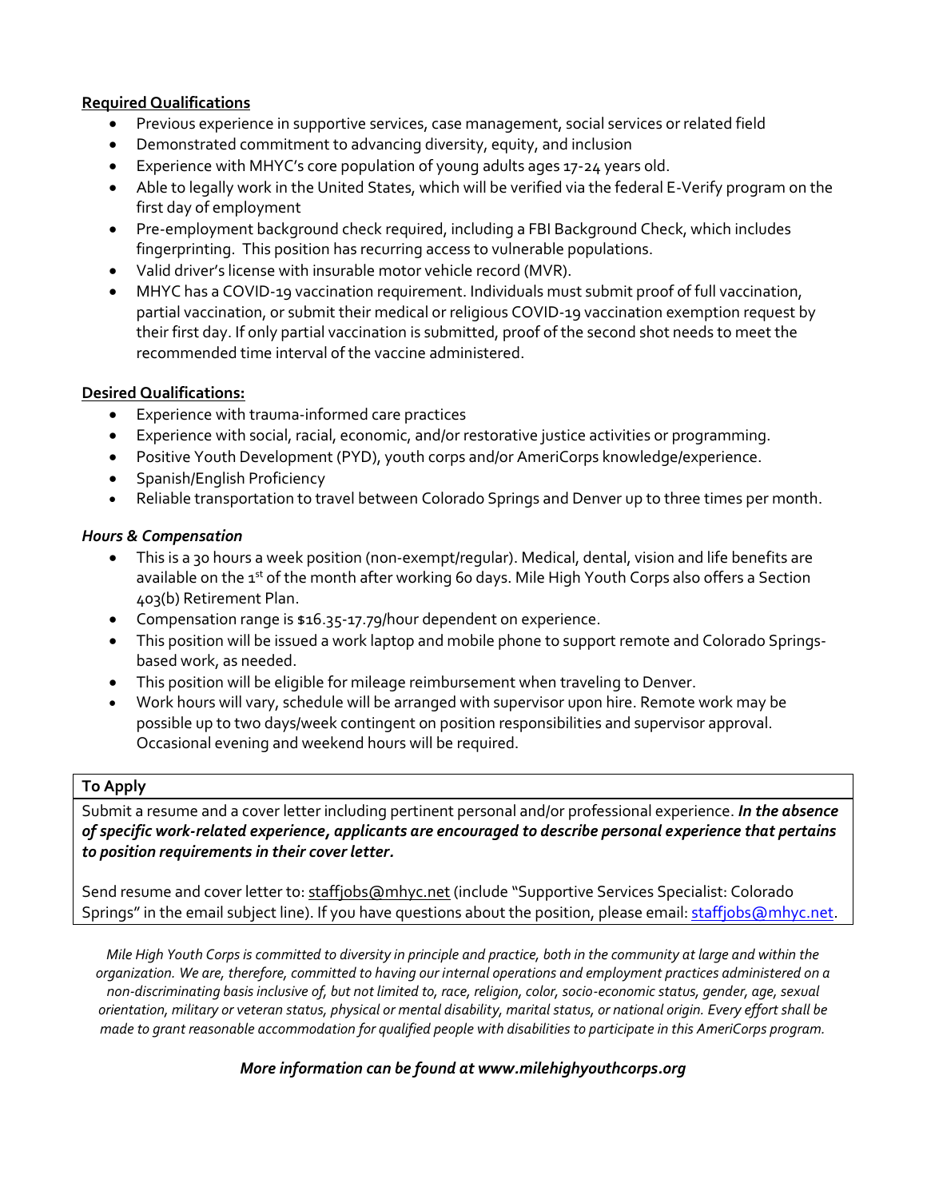**Required Qualifications**

- Previous experience in supportive services, case management, social services or related field
- Demonstrated commitment to advancing diversity, equity, and inclusion
- Experience with MHYC's core population of young adults ages 17-24 years old.
- Able to legally work in the United States, which will be verified via the federal E-Verify program on the first day of employment
- Pre-employment background check required, including a FBI Background Check, which includes fingerprinting. This position has recurring access to vulnerable populations.
- Valid driver's license with insurable motor vehicle record (MVR).
- MHYC has a COVID-19 vaccination requirement. Individuals must submit proof of full vaccination, partial vaccination, or submit their medical or religious COVID-19 vaccination exemption request by their first day. If only partial vaccination is submitted, proof of the second shot needs to meet the recommended time interval of the vaccine administered.

**Desired Qualifications:**

- Experience with trauma-informed care practices
- Experience with social, racial, economic, and/or restorative justice activities or programming.
- Positive Youth Development (PYD), youth corps and/or AmeriCorps knowledge/experience.
- Spanish/English Proficiency
- Reliable transportation to travel between Colorado Springs and Denver up to three times per month.

***Hours & Compensation***

- This is a 30 hours a week position (non-exempt/regular). Medical, dental, vision and life benefits are available on the 1st of the month after working 60 days. Mile High Youth Corps also offers a Section 403(b) Retirement Plan.
- Compensation range is $16.35-17.79/hour dependent on experience.
- This position will be issued a work laptop and mobile phone to support remote and Colorado Springs-based work, as needed.
- This position will be eligible for mileage reimbursement when traveling to Denver.
- Work hours will vary, schedule will be arranged with supervisor upon hire. Remote work may be possible up to two days/week contingent on position responsibilities and supervisor approval. Occasional evening and weekend hours will be required.

**To Apply**

Submit a resume and a cover letter including pertinent personal and/or professional experience. ***In the absence of specific work-related experience, applicants are encouraged to describe personal experience that pertains to position requirements in their cover letter.***

Send resume and cover letter to: staffjobs@mhyc.net (include "Supportive Services Specialist: Colorado Springs" in the email subject line). If you have questions about the position, please email: staffjobs@mhyc.net.

*Mile High Youth Corps is committed to diversity in principle and practice, both in the community at large and within the organization. We are, therefore, committed to having our internal operations and employment practices administered on a non-discriminating basis inclusive of, but not limited to, race, religion, color, socio-economic status, gender, age, sexual orientation, military or veteran status, physical or mental disability, marital status, or national origin. Every effort shall be made to grant reasonable accommodation for qualified people with disabilities to participate in this AmeriCorps program.*

***More information can be found at www.milehighyouthcorps.org***